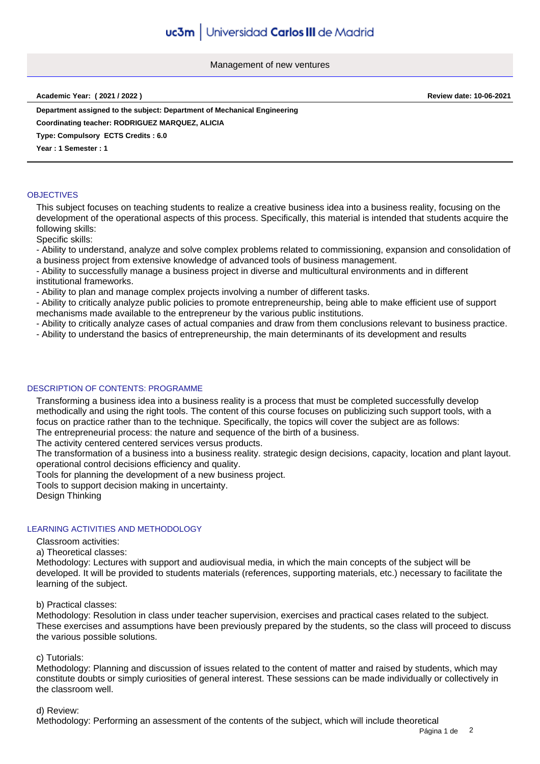# Management of new ventures

**Academic Year: ( 2021 / 2022 )** **Review date: 10-06-2021**

**Department assigned to the subject: Department of Mechanical Engineering**

**Coordinating teacher: RODRIGUEZ MARQUEZ, ALICIA**

**Type: Compulsory ECTS Credits : 6.0**

**Year : 1 Semester : 1**

## OBJECTIVES

This subject focuses on teaching students to realize a creative business idea into a business reality, focusing on the development of the operational aspects of this process. Specifically, this material is intended that students acquire the following skills:

Specific skills:

- Ability to understand, analyze and solve complex problems related to commissioning, expansion and consolidation of a business project from extensive knowledge of advanced tools of business management.
- Ability to successfully manage a business project in diverse and multicultural environments and in different institutional frameworks.
- Ability to plan and manage complex projects involving a number of different tasks.
- Ability to critically analyze public policies to promote entrepreneurship, being able to make efficient use of support mechanisms made available to the entrepreneur by the various public institutions.
- Ability to critically analyze cases of actual companies and draw from them conclusions relevant to business practice.
- Ability to understand the basics of entrepreneurship, the main determinants of its development and results

## DESCRIPTION OF CONTENTS: PROGRAMME

Transforming a business idea into a business reality is a process that must be completed successfully develop methodically and using the right tools. The content of this course focuses on publicizing such support tools, with a focus on practice rather than to the technique. Specifically, the topics will cover the subject are as follows:

The entrepreneurial process: the nature and sequence of the birth of a business.

The activity centered centered services versus products.

The transformation of a business into a business reality. strategic design decisions, capacity, location and plant layout. operational control decisions efficiency and quality.

Tools for planning the development of a new business project.

Tools to support decision making in uncertainty.

Design Thinking

## LEARNING ACTIVITIES AND METHODOLOGY

Classroom activities:

a) Theoretical classes:

Methodology: Lectures with support and audiovisual media, in which the main concepts of the subject will be developed. It will be provided to students materials (references, supporting materials, etc.) necessary to facilitate the learning of the subject.

b) Practical classes:

Methodology: Resolution in class under teacher supervision, exercises and practical cases related to the subject. These exercises and assumptions have been previously prepared by the students, so the class will proceed to discuss the various possible solutions.

c) Tutorials:

Methodology: Planning and discussion of issues related to the content of matter and raised by students, which may constitute doubts or simply curiosities of general interest. These sessions can be made individually or collectively in the classroom well.

d) Review:

Methodology: Performing an assessment of the contents of the subject, which will include theoretical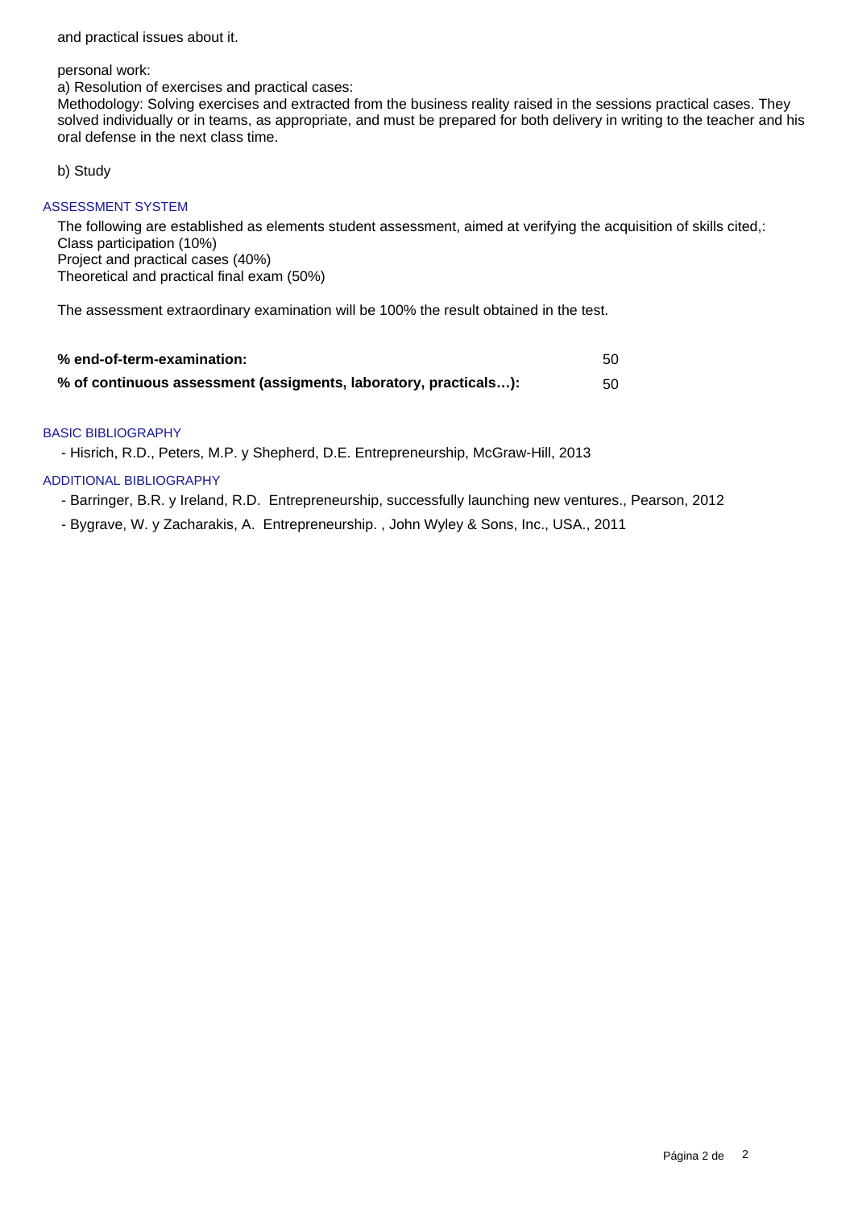and practical issues about it.

personal work:
a) Resolution of exercises and practical cases:
Methodology: Solving exercises and extracted from the business reality raised in the sessions practical cases. They solved individually or in teams, as appropriate, and must be prepared for both delivery in writing to the teacher and his oral defense in the next class time.

b) Study

## ASSESSMENT SYSTEM

The following are established as elements student assessment, aimed at verifying the acquisition of skills cited,:
Class participation (10%)
Project and practical cases (40%)
Theoretical and practical final exam (50%)

The assessment extraordinary examination will be 100% the result obtained in the test.

| | |
|---|---|
| **% end-of-term-examination:** | 50 |
| **% of continuous assessment (assigments, laboratory, practicals…):** | 50 |

## BASIC BIBLIOGRAPHY

- Hisrich, R.D., Peters, M.P. y Shepherd, D.E. Entrepreneurship, McGraw-Hill, 2013

## ADDITIONAL BIBLIOGRAPHY

- Barringer, B.R. y Ireland, R.D. Entrepreneurship, successfully launching new ventures., Pearson, 2012
- Bygrave, W. y Zacharakis, A. Entrepreneurship. , John Wyley & Sons, Inc., USA., 2011